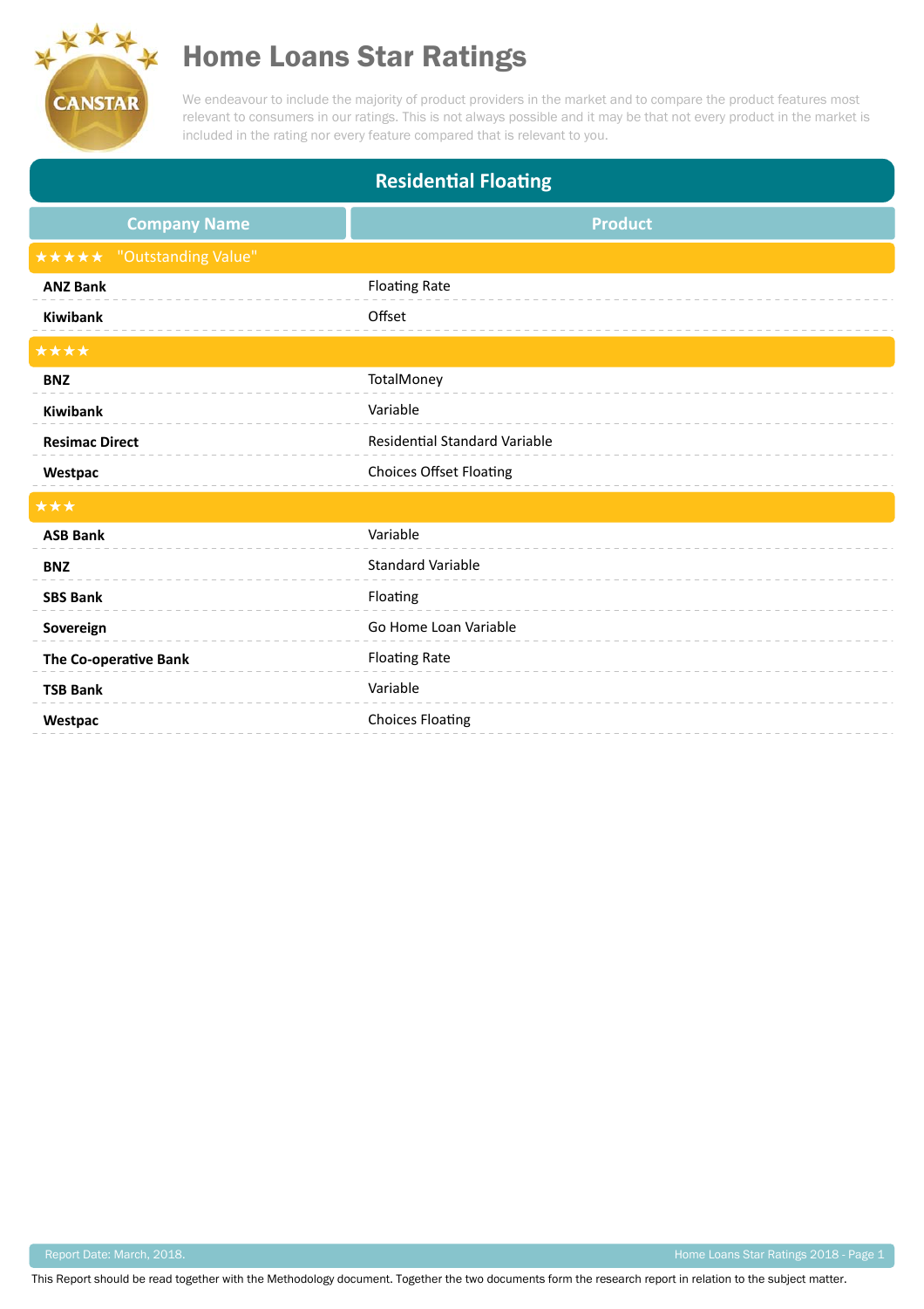# Home Loans Star Ratings

We endeavour to include the majority of product providers in the market and to compare the product features most relevant to consumers in our ratings. This is not always possible and it may be that not every product in the market is included in the rating nor every feature compared that is relevant to you.

## Residential Floating

| Company Name | Product |
|---|---|
| ★★★★★ "Outstanding Value" | |
| **ANZ Bank** | Floating Rate |
| **Kiwibank** | Offset |
| ★★★★ | |
| **BNZ** | TotalMoney |
| **Kiwibank** | Variable |
| **Resimac Direct** | Residential Standard Variable |
| **Westpac** | Choices Offset Floating |
| ★★★ | |
| **ASB Bank** | Variable |
| **BNZ** | Standard Variable |
| **SBS Bank** | Floating |
| **Sovereign** | Go Home Loan Variable |
| **The Co-operative Bank** | Floating Rate |
| **TSB Bank** | Variable |
| **Westpac** | Choices Floating |

Report Date: March, 2018.

This Report should be read together with the Methodology document. Together the two documents form the research report in relation to the subject matter.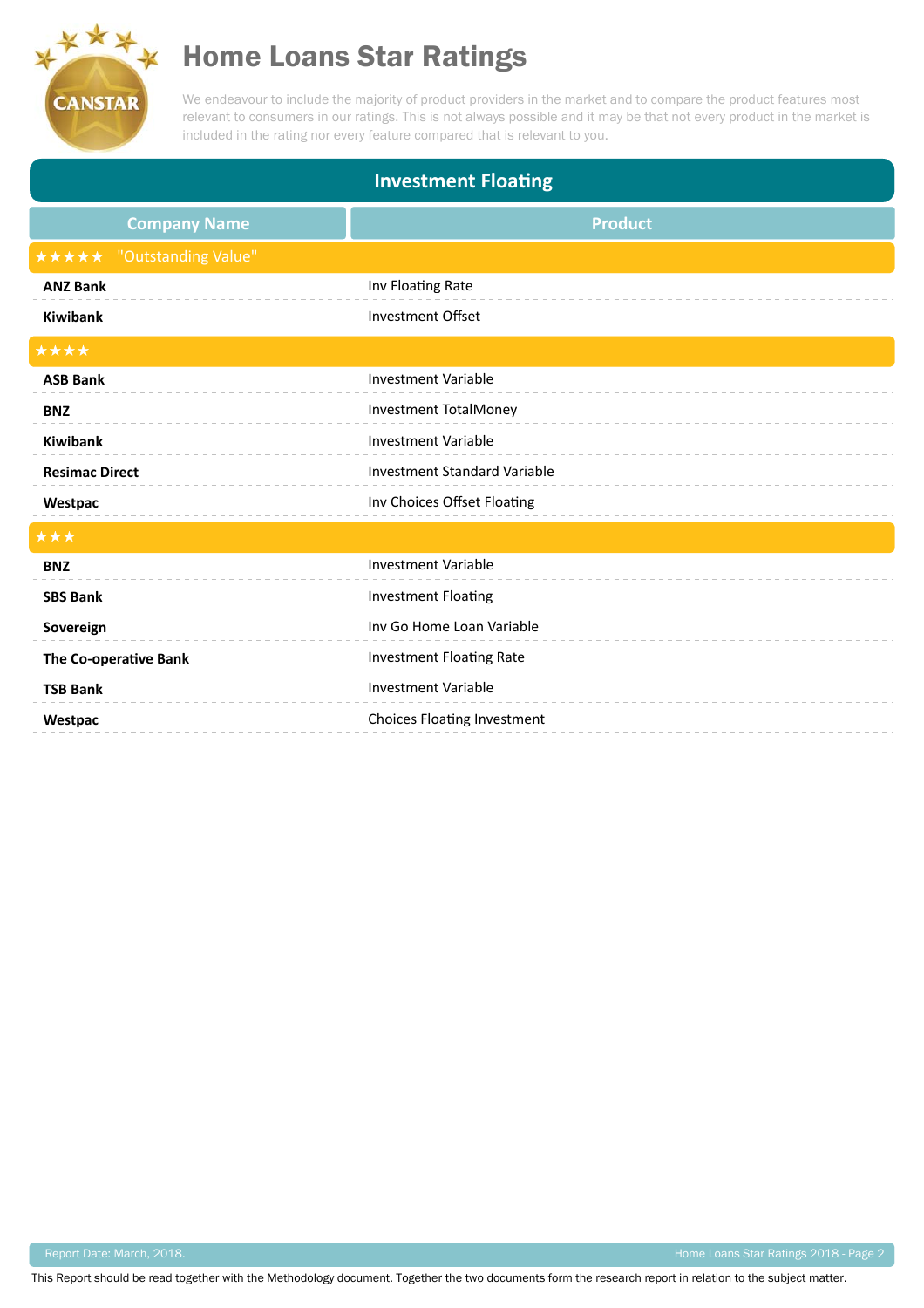# Home Loans Star Ratings

We endeavour to include the majority of product providers in the market and to compare the product features most relevant to consumers in our ratings. This is not always possible and it may be that not every product in the market is included in the rating nor every feature compared that is relevant to you.

## Investment Floating

| Company Name | Product |
| --- | --- |
| ★★★★★ "Outstanding Value" | |
| **ANZ Bank** | Inv Floating Rate |
| **Kiwibank** | Investment Offset |
| ★★★★ | |
| **ASB Bank** | Investment Variable |
| **BNZ** | Investment TotalMoney |
| **Kiwibank** | Investment Variable |
| **Resimac Direct** | Investment Standard Variable |
| **Westpac** | Inv Choices Offset Floating |
| ★★★ | |
| **BNZ** | Investment Variable |
| **SBS Bank** | Investment Floating |
| **Sovereign** | Inv Go Home Loan Variable |
| **The Co-operative Bank** | Investment Floating Rate |
| **TSB Bank** | Investment Variable |
| **Westpac** | Choices Floating Investment |

Report Date: March, 2018.

This Report should be read together with the Methodology document. Together the two documents form the research report in relation to the subject matter.